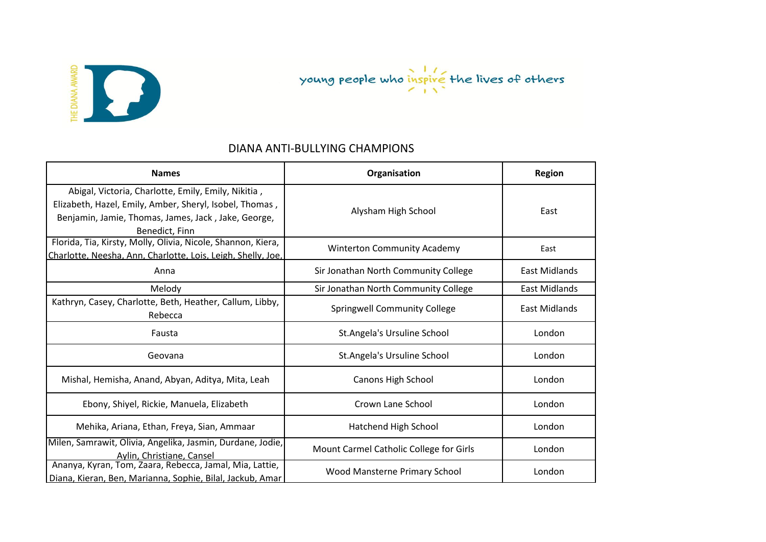THE DIANA AWARD

young people who inspire the lives of others

## DIANA ANTI-BULLYING CHAMPIONS

| Names | Organisation | Region |
|---|---|---|
| Abigal, Victoria, Charlotte, Emily, Emily, Nikitia , Elizabeth, Hazel, Emily, Amber, Sheryl, Isobel, Thomas , Benjamin, Jamie, Thomas, James, Jack , Jake, George, Benedict, Finn | Alysham High School | East |
| Florida, Tia, Kirsty, Molly, Olivia, Nicole, Shannon, Kiera, Charlotte, Neesha, Ann, Charlotte, Lois, Leigh, Shelly, Joe, | Winterton Community Academy | East |
| Anna | Sir Jonathan North Community College | East Midlands |
| Melody | Sir Jonathan North Community College | East Midlands |
| Kathryn, Casey, Charlotte, Beth, Heather, Callum, Libby, Rebecca | Springwell Community College | East Midlands |
| Fausta | St.Angela's Ursuline School | London |
| Geovana | St.Angela's Ursuline School | London |
| Mishal, Hemisha, Anand, Abyan, Aditya, Mita, Leah | Canons High School | London |
| Ebony, Shiyel, Rickie, Manuela, Elizabeth | Crown Lane School | London |
| Mehika, Ariana, Ethan, Freya, Sian, Ammaar | Hatchend High School | London |
| Milen, Samrawit, Olivia, Angelika, Jasmin, Durdane, Jodie, Aylin, Christiane, Cansel | Mount Carmel Catholic College for Girls | London |
| Ananya, Kyran, Tom, Zaara, Rebecca, Jamal, Mia, Lattie, Diana, Kieran, Ben, Marianna, Sophie, Bilal, Jackub, Amar | Wood Mansterne Primary School | London |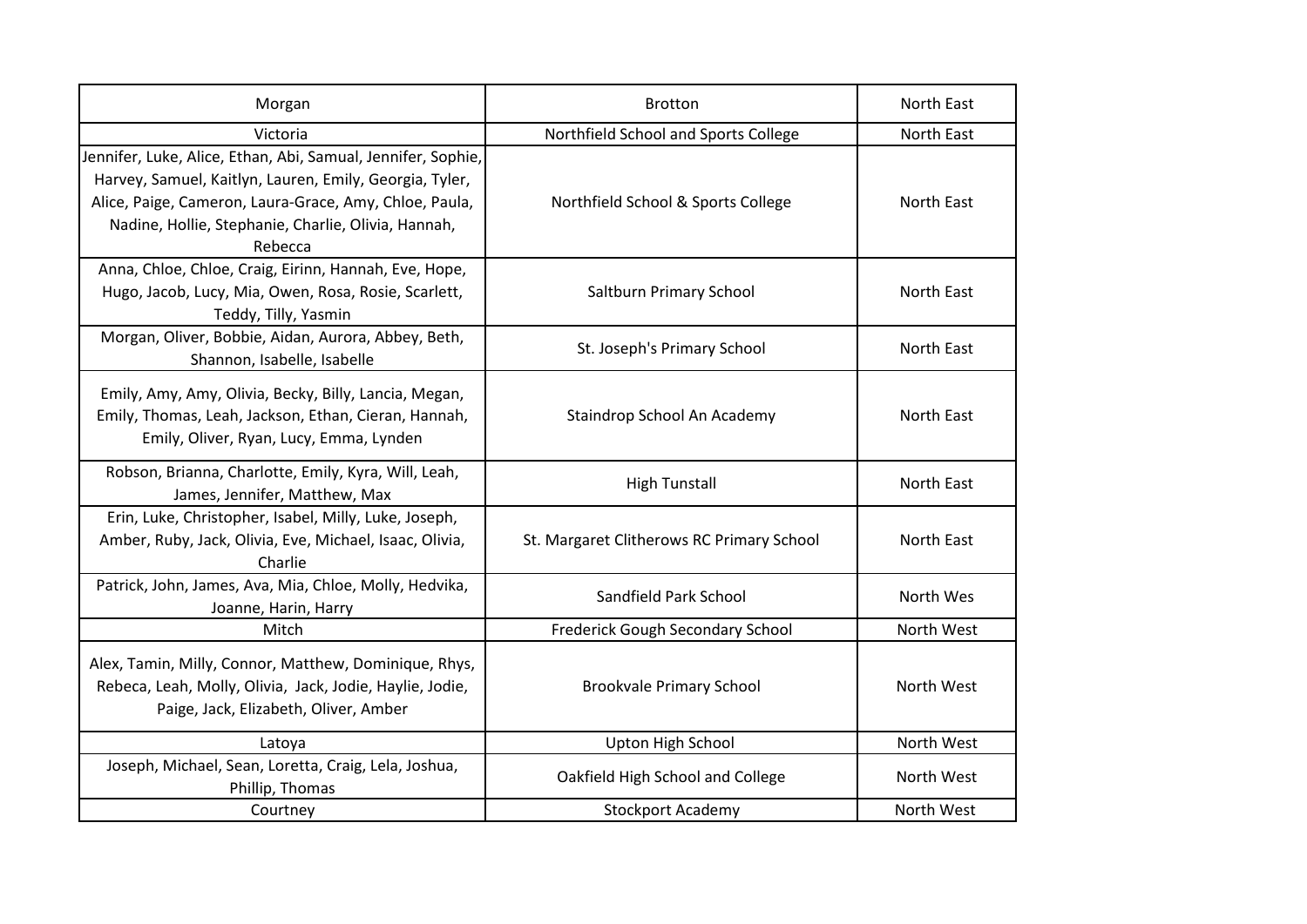| Morgan | Brotton | North East |
|---|---|---|
| Victoria | Northfield School and Sports College | North East |
| Jennifer, Luke, Alice, Ethan, Abi, Samual, Jennifer, Sophie, Harvey, Samuel, Kaitlyn, Lauren, Emily, Georgia, Tyler, Alice, Paige, Cameron, Laura-Grace, Amy, Chloe, Paula, Nadine, Hollie, Stephanie, Charlie, Olivia, Hannah, Rebecca | Northfield School & Sports College | North East |
| Anna, Chloe, Chloe, Craig, Eirinn, Hannah, Eve, Hope, Hugo, Jacob, Lucy, Mia, Owen, Rosa, Rosie, Scarlett, Teddy, Tilly, Yasmin | Saltburn Primary School | North East |
| Morgan, Oliver, Bobbie, Aidan, Aurora, Abbey, Beth, Shannon, Isabelle, Isabelle | St. Joseph's Primary School | North East |
| Emily, Amy, Amy, Olivia, Becky, Billy, Lancia, Megan, Emily, Thomas, Leah, Jackson, Ethan, Cieran, Hannah, Emily, Oliver, Ryan, Lucy, Emma, Lynden | Staindrop School An Academy | North East |
| Robson, Brianna, Charlotte, Emily, Kyra, Will, Leah, James, Jennifer, Matthew, Max | High Tunstall | North East |
| Erin, Luke, Christopher, Isabel, Milly, Luke, Joseph, Amber, Ruby, Jack, Olivia, Eve, Michael, Isaac, Olivia, Charlie | St. Margaret Clitherows RC Primary School | North East |
| Patrick, John, James, Ava, Mia, Chloe, Molly, Hedvika, Joanne, Harin, Harry | Sandfield Park School | North Wes |
| Mitch | Frederick Gough Secondary School | North West |
| Alex, Tamin, Milly, Connor, Matthew, Dominique, Rhys, Rebeca, Leah, Molly, Olivia, Jack, Jodie, Haylie, Jodie, Paige, Jack, Elizabeth, Oliver, Amber | Brookvale Primary School | North West |
| Latoya | Upton High School | North West |
| Joseph, Michael, Sean, Loretta, Craig, Lela, Joshua, Phillip, Thomas | Oakfield High School and College | North West |
| Courtney | Stockport Academy | North West |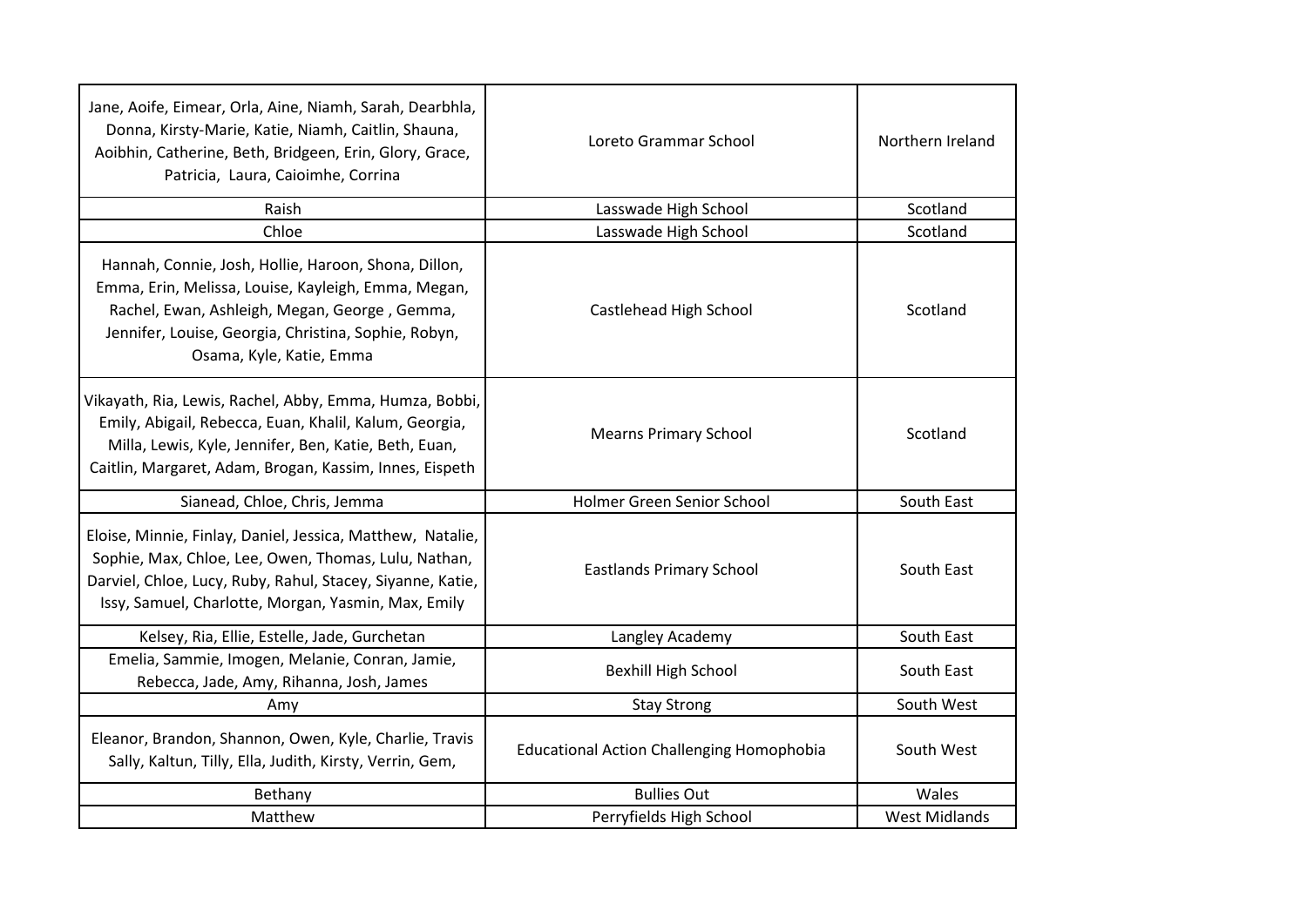| | | |
|---|---|---|
| Jane, Aoife, Eimear, Orla, Aine, Niamh, Sarah, Dearbhla, Donna, Kirsty-Marie, Katie, Niamh, Caitlin, Shauna, Aoibhin, Catherine, Beth, Bridgeen, Erin, Glory, Grace, Patricia, Laura, Caioimhe, Corrina | Loreto Grammar School | Northern Ireland |
| Raish | Lasswade High School | Scotland |
| Chloe | Lasswade High School | Scotland |
| Hannah, Connie, Josh, Hollie, Haroon, Shona, Dillon, Emma, Erin, Melissa, Louise, Kayleigh, Emma, Megan, Rachel, Ewan, Ashleigh, Megan, George , Gemma, Jennifer, Louise, Georgia, Christina, Sophie, Robyn, Osama, Kyle, Katie, Emma | Castlehead High School | Scotland |
| Vikayath, Ria, Lewis, Rachel, Abby, Emma, Humza, Bobbi, Emily, Abigail, Rebecca, Euan, Khalil, Kalum, Georgia, Milla, Lewis, Kyle, Jennifer, Ben, Katie, Beth, Euan, Caitlin, Margaret, Adam, Brogan, Kassim, Innes, Eispeth | Mearns Primary School | Scotland |
| Sianead, Chloe, Chris, Jemma | Holmer Green Senior School | South East |
| Eloise, Minnie, Finlay, Daniel, Jessica, Matthew, Natalie, Sophie, Max, Chloe, Lee, Owen, Thomas, Lulu, Nathan, Darviel, Chloe, Lucy, Ruby, Rahul, Stacey, Siyanne, Katie, Issy, Samuel, Charlotte, Morgan, Yasmin, Max, Emily | Eastlands Primary School | South East |
| Kelsey, Ria, Ellie, Estelle, Jade, Gurchetan | Langley Academy | South East |
| Emelia, Sammie, Imogen, Melanie, Conran, Jamie, Rebecca, Jade, Amy, Rihanna, Josh, James | Bexhill High School | South East |
| Amy | Stay Strong | South West |
| Eleanor, Brandon, Shannon, Owen, Kyle, Charlie, Travis Sally, Kaltun, Tilly, Ella, Judith, Kirsty, Verrin, Gem, | Educational Action Challenging Homophobia | South West |
| Bethany | Bullies Out | Wales |
| Matthew | Perryfields High School | West Midlands |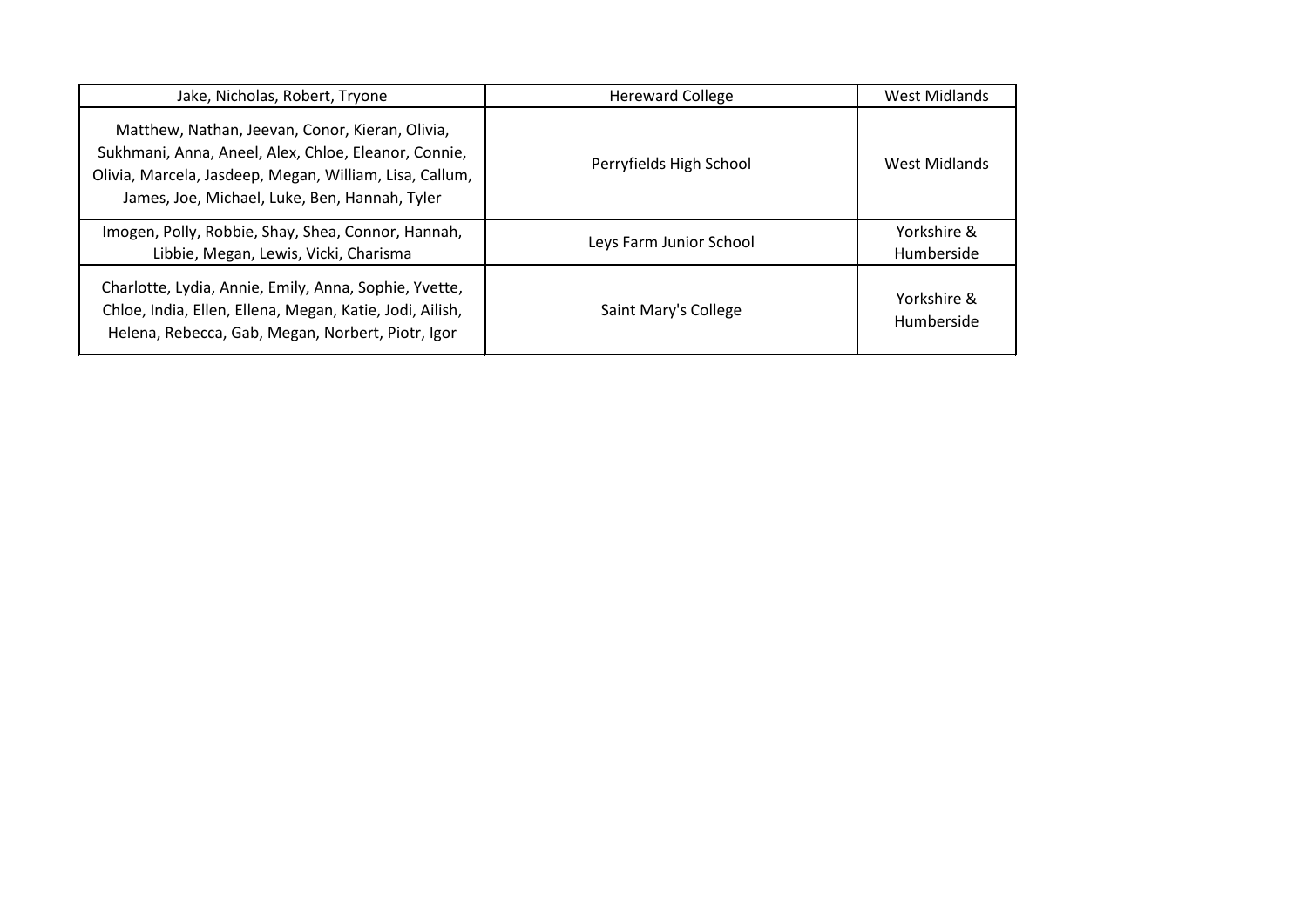| | | |
|---|---|---|
| Jake, Nicholas, Robert, Tryone | Hereward College | West Midlands |
| Matthew, Nathan, Jeevan, Conor, Kieran, Olivia, Sukhmani, Anna, Aneel, Alex, Chloe, Eleanor, Connie, Olivia, Marcela, Jasdeep, Megan, William, Lisa, Callum, James, Joe, Michael, Luke, Ben, Hannah, Tyler | Perryfields High School | West Midlands |
| Imogen, Polly, Robbie, Shay, Shea, Connor, Hannah, Libbie, Megan, Lewis, Vicki, Charisma | Leys Farm Junior School | Yorkshire & Humberside |
| Charlotte, Lydia, Annie, Emily, Anna, Sophie, Yvette, Chloe, India, Ellen, Ellena, Megan, Katie, Jodi, Ailish, Helena, Rebecca, Gab, Megan, Norbert, Piotr, Igor | Saint Mary's College | Yorkshire & Humberside |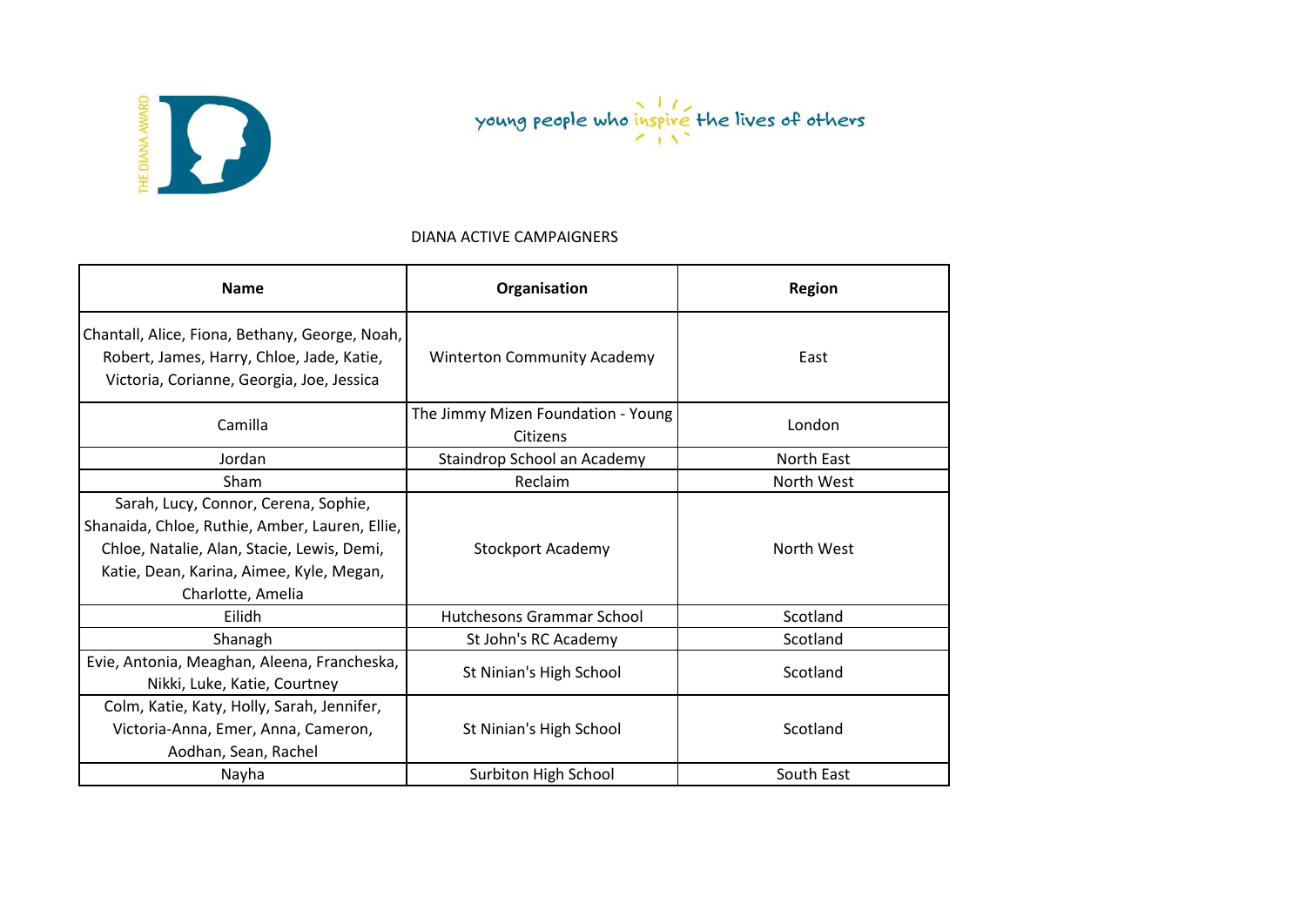THE DIANA AWARD

young people who inspire the lives of others

DIANA ACTIVE CAMPAIGNERS

| Name | Organisation | Region |
| --- | --- | --- |
| Chantall, Alice, Fiona, Bethany, George, Noah, Robert, James, Harry, Chloe, Jade, Katie, Victoria, Corianne, Georgia, Joe, Jessica | Winterton Community Academy | East |
| Camilla | The Jimmy Mizen Foundation - Young Citizens | London |
| Jordan | Staindrop School an Academy | North East |
| Sham | Reclaim | North West |
| Sarah, Lucy, Connor, Cerena, Sophie, Shanaida, Chloe, Ruthie, Amber, Lauren, Ellie, Chloe, Natalie, Alan, Stacie, Lewis, Demi, Katie, Dean, Karina, Aimee, Kyle, Megan, Charlotte, Amelia | Stockport Academy | North West |
| Eilidh | Hutchesons Grammar School | Scotland |
| Shanagh | St John's RC Academy | Scotland |
| Evie, Antonia, Meaghan, Aleena, Francheska, Nikki, Luke, Katie, Courtney | St Ninian's High School | Scotland |
| Colm, Katie, Katy, Holly, Sarah, Jennifer, Victoria-Anna, Emer, Anna, Cameron, Aodhan, Sean, Rachel | St Ninian's High School | Scotland |
| Nayha | Surbiton High School | South East |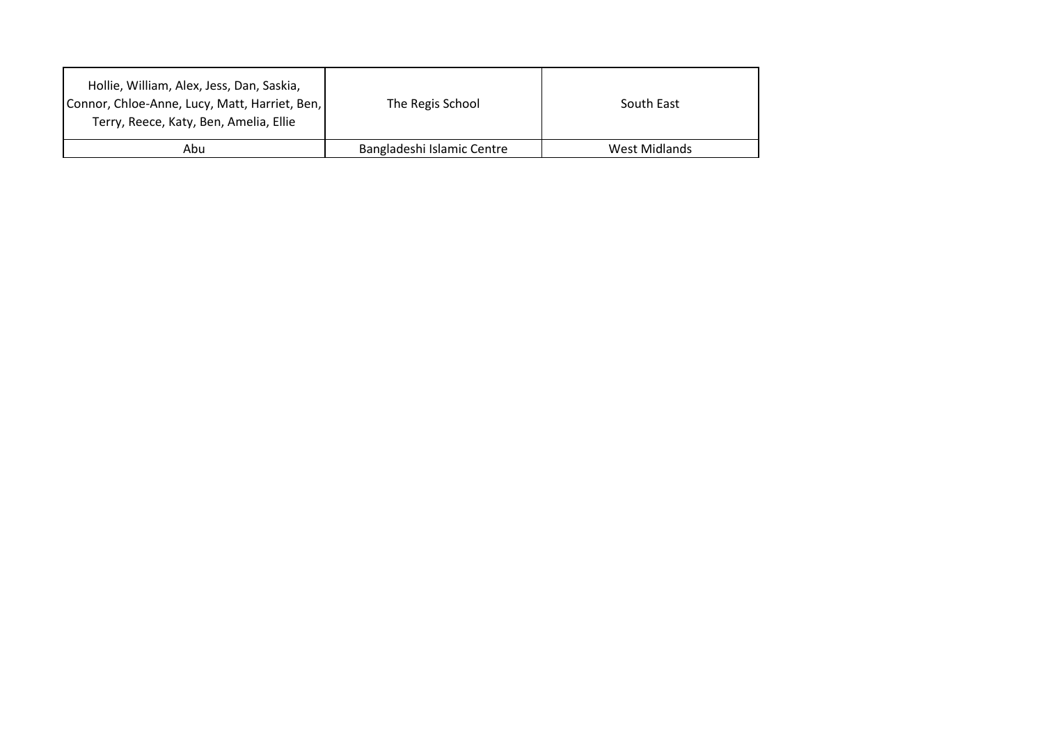| | | |
|---|---|---|
| Hollie, William, Alex, Jess, Dan, Saskia, Connor, Chloe-Anne, Lucy, Matt, Harriet, Ben, Terry, Reece, Katy, Ben, Amelia, Ellie | The Regis School | South East |
| Abu | Bangladeshi Islamic Centre | West Midlands |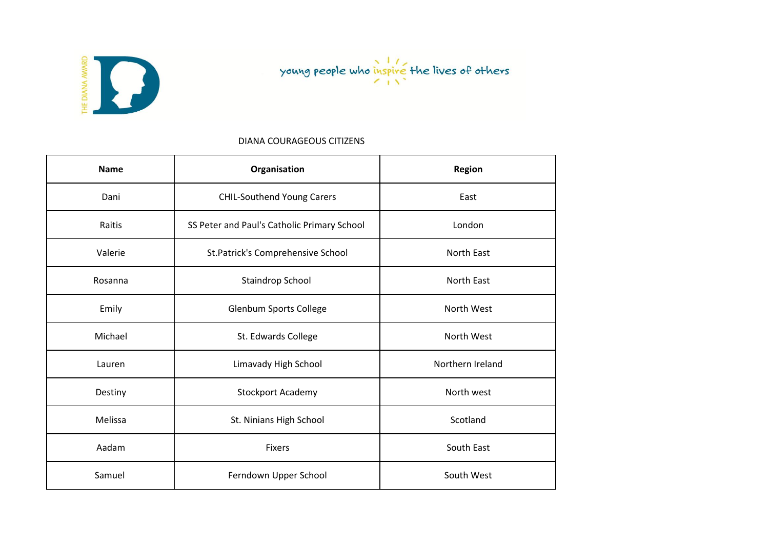THE DIANA AWARD

young people who inspire the lives of others

DIANA COURAGEOUS CITIZENS

| Name | Organisation | Region |
|---|---|---|
| Dani | CHIL-Southend Young Carers | East |
| Raitis | SS Peter and Paul's Catholic Primary School | London |
| Valerie | St.Patrick's Comprehensive School | North East |
| Rosanna | Staindrop School | North East |
| Emily | Glenbum Sports College | North West |
| Michael | St. Edwards College | North West |
| Lauren | Limavady High School | Northern Ireland |
| Destiny | Stockport Academy | North west |
| Melissa | St. Ninians High School | Scotland |
| Aadam | Fixers | South East |
| Samuel | Ferndown Upper School | South West |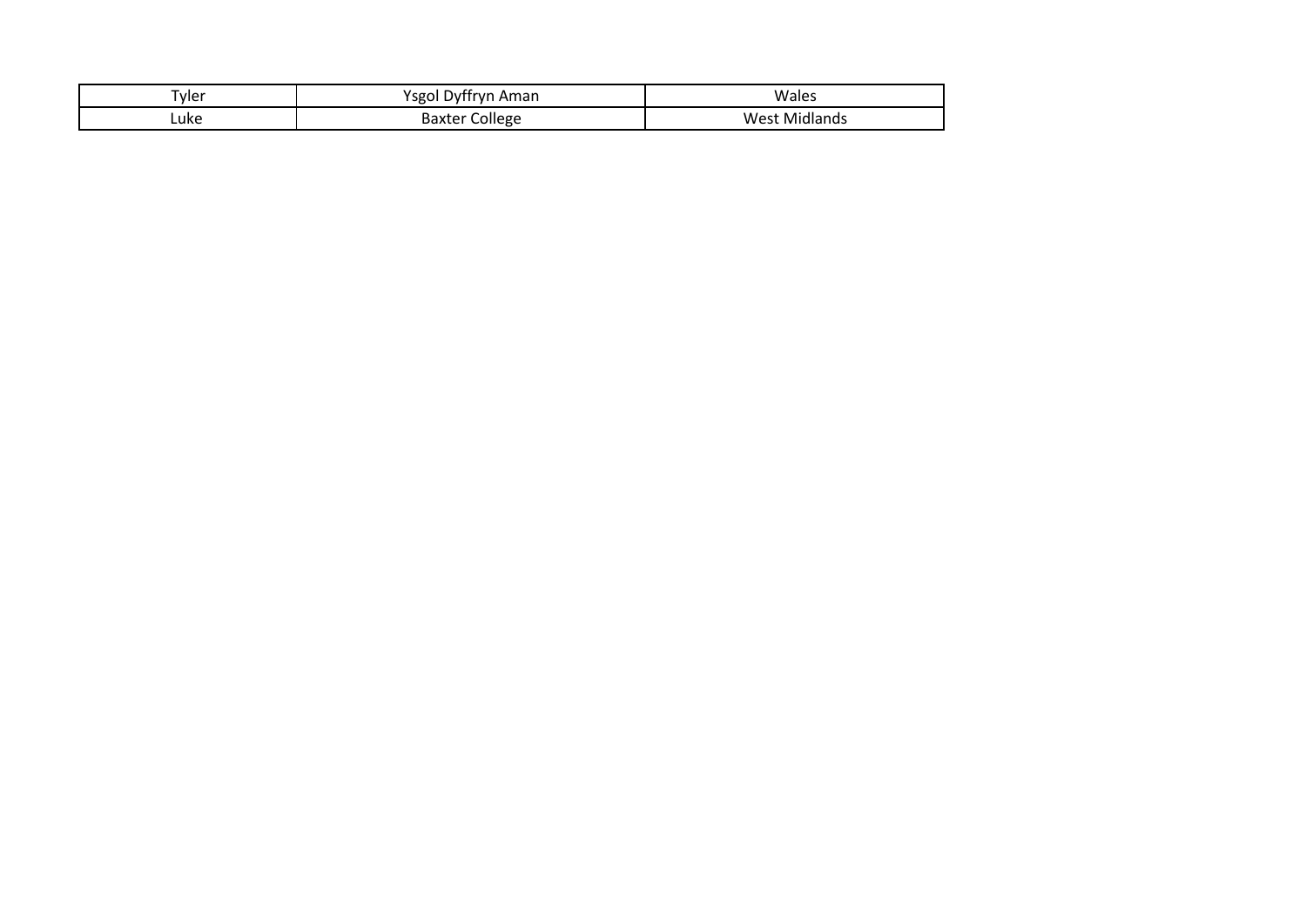| Tyler | Ysgol Dyffryn Aman | Wales |
|---|---|---|
| Luke | Baxter College | West Midlands |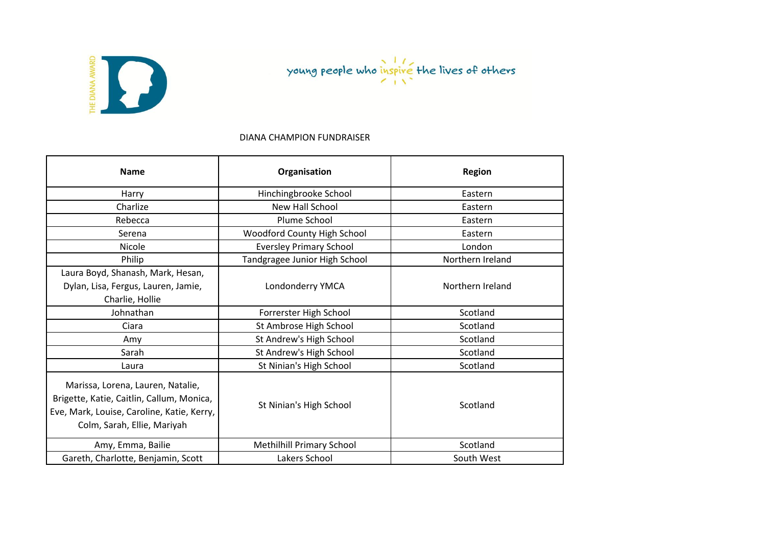THE DIANA AWARD

young people who inspire the lives of others

DIANA CHAMPION FUNDRAISER

| Name | Organisation | Region |
|---|---|---|
| Harry | Hinchingbrooke School | Eastern |
| Charlize | New Hall School | Eastern |
| Rebecca | Plume School | Eastern |
| Serena | Woodford County High School | Eastern |
| Nicole | Eversley Primary School | London |
| Philip | Tandgragee Junior High School | Northern Ireland |
| Laura Boyd, Shanash, Mark, Hesan, Dylan, Lisa, Fergus, Lauren, Jamie, Charlie, Hollie | Londonderry YMCA | Northern Ireland |
| Johnathan | Forrerster High School | Scotland |
| Ciara | St Ambrose High School | Scotland |
| Amy | St Andrew's High School | Scotland |
| Sarah | St Andrew's High School | Scotland |
| Laura | St Ninian's High School | Scotland |
| Marissa, Lorena, Lauren, Natalie, Brigette, Katie, Caitlin, Callum, Monica, Eve, Mark, Louise, Caroline, Katie, Kerry, Colm, Sarah, Ellie, Mariyah | St Ninian's High School | Scotland |
| Amy, Emma, Bailie | Methilhill Primary School | Scotland |
| Gareth, Charlotte, Benjamin, Scott | Lakers School | South West |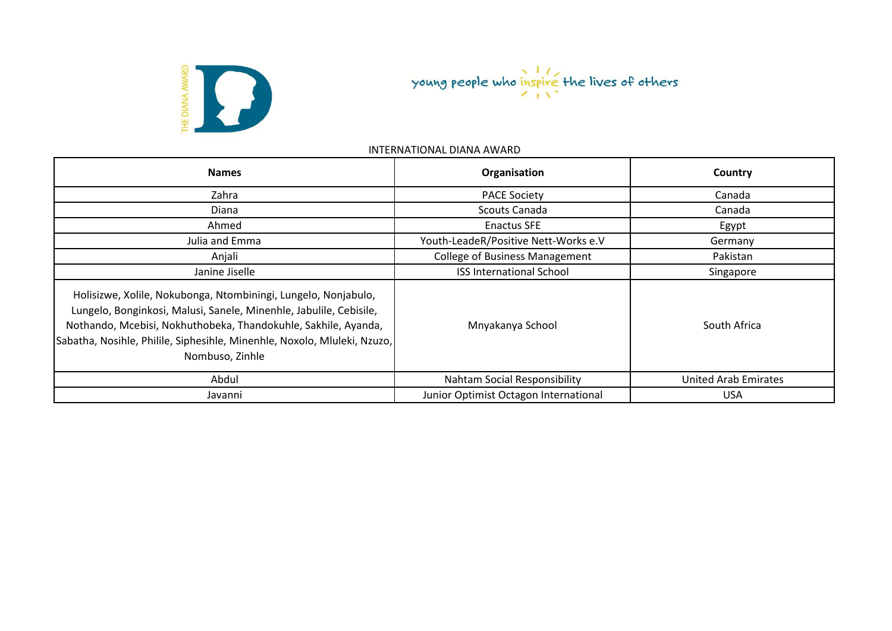THE DIANA AWARD

young people who inspire the lives of others

INTERNATIONAL DIANA AWARD

| Names | Organisation | Country |
|---|---|---|
| Zahra | PACE Society | Canada |
| Diana | Scouts Canada | Canada |
| Ahmed | Enactus SFE | Egypt |
| Julia and Emma | Youth-LeadeR/Positive Nett-Works e.V | Germany |
| Anjali | College of Business Management | Pakistan |
| Janine Jiselle | ISS International School | Singapore |
| Holisizwe, Xolile, Nokubonga, Ntombiningi, Lungelo, Nonjabulo, Lungelo, Bonginkosi, Malusi, Sanele, Minenhle, Jabulile, Cebisile, Nothando, Mcebisi, Nokhuthobeka, Thandokuhle, Sakhile, Ayanda, Sabatha, Nosihle, Philile, Siphesihle, Minenhle, Noxolo, Mluleki, Nzuzo, Nombuso, Zinhle | Mnyakanya School | South Africa |
| Abdul | Nahtam Social Responsibility | United Arab Emirates |
| Javanni | Junior Optimist Octagon International | USA |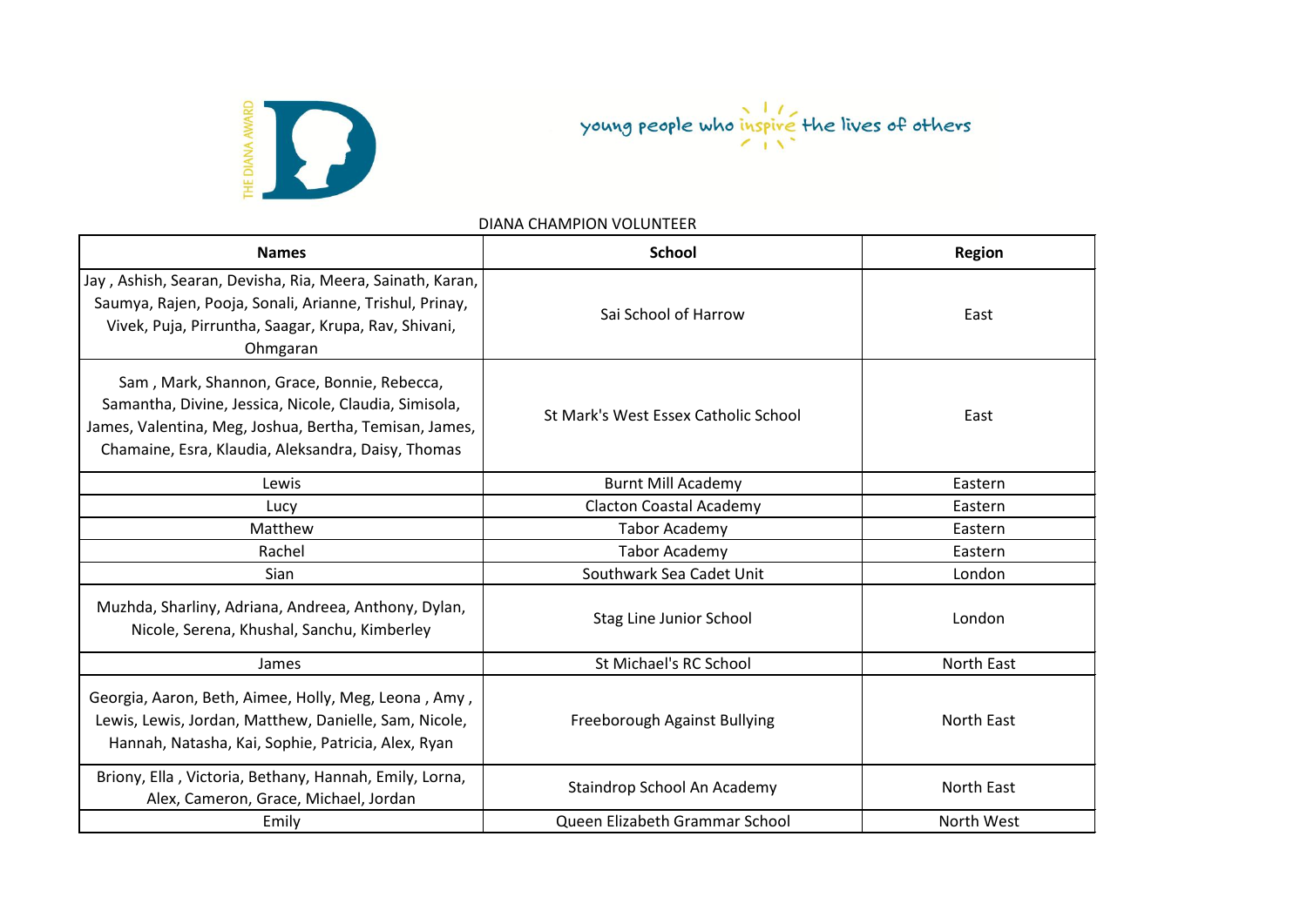young people who inspire the lives of others

DIANA CHAMPION VOLUNTEER

| Names | School | Region |
|---|---|---|
| Jay , Ashish, Searan, Devisha, Ria, Meera, Sainath, Karan, Saumya, Rajen, Pooja, Sonali, Arianne, Trishul, Prinay, Vivek, Puja, Pirruntha, Saagar, Krupa, Rav, Shivani, Ohmgaran | Sai School of Harrow | East |
| Sam , Mark, Shannon, Grace, Bonnie, Rebecca, Samantha, Divine, Jessica, Nicole, Claudia, Simisola, James, Valentina, Meg, Joshua, Bertha, Temisan, James, Chamaine, Esra, Klaudia, Aleksandra, Daisy, Thomas | St Mark's West Essex Catholic School | East |
| Lewis | Burnt Mill Academy | Eastern |
| Lucy | Clacton Coastal Academy | Eastern |
| Matthew | Tabor Academy | Eastern |
| Rachel | Tabor Academy | Eastern |
| Sian | Southwark Sea Cadet Unit | London |
| Muzhda, Sharliny, Adriana, Andreea, Anthony, Dylan, Nicole, Serena, Khushal, Sanchu, Kimberley | Stag Line Junior School | London |
| James | St Michael's RC School | North East |
| Georgia, Aaron, Beth, Aimee, Holly, Meg, Leona , Amy , Lewis, Lewis, Jordan, Matthew, Danielle, Sam, Nicole, Hannah, Natasha, Kai, Sophie, Patricia, Alex, Ryan | Freeborough Against Bullying | North East |
| Briony, Ella , Victoria, Bethany, Hannah, Emily, Lorna, Alex, Cameron, Grace, Michael, Jordan | Staindrop School An Academy | North East |
| Emily | Queen Elizabeth Grammar School | North West |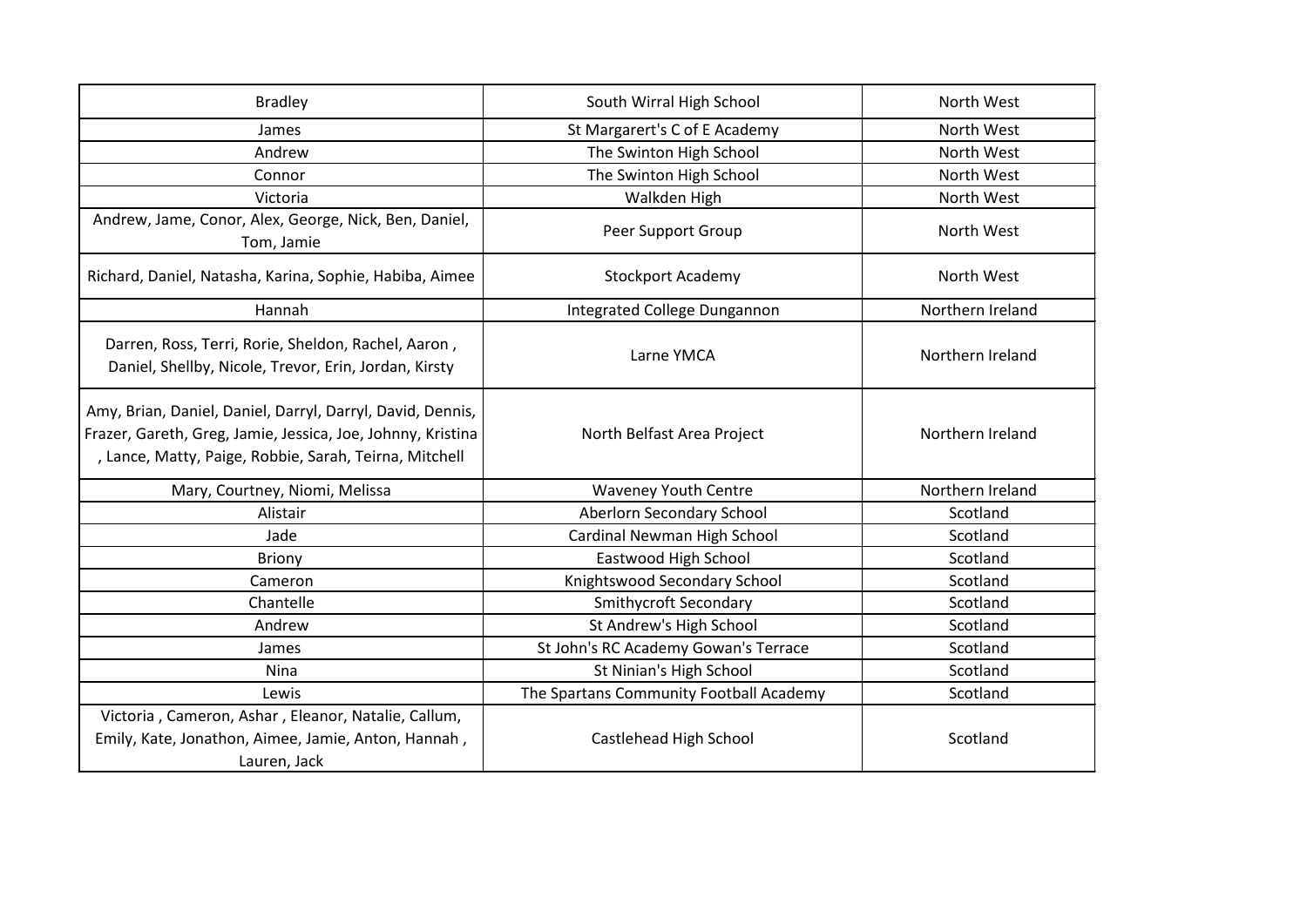| Bradley | South Wirral High School | North West |
|---|---|---|
| James | St Margarert's C of E Academy | North West |
| Andrew | The Swinton High School | North West |
| Connor | The Swinton High School | North West |
| Victoria | Walkden High | North West |
| Andrew, Jame, Conor, Alex, George, Nick, Ben, Daniel, Tom, Jamie | Peer Support Group | North West |
| Richard, Daniel, Natasha, Karina, Sophie, Habiba, Aimee | Stockport Academy | North West |
| Hannah | Integrated College Dungannon | Northern Ireland |
| Darren, Ross, Terri, Rorie, Sheldon, Rachel, Aaron , Daniel, Shellby, Nicole, Trevor, Erin, Jordan, Kirsty | Larne YMCA | Northern Ireland |
| Amy, Brian, Daniel, Daniel, Darryl, Darryl, David, Dennis, Frazer, Gareth, Greg, Jamie, Jessica, Joe, Johnny, Kristina , Lance, Matty, Paige, Robbie, Sarah, Teirna, Mitchell | North Belfast Area Project | Northern Ireland |
| Mary, Courtney, Niomi, Melissa | Waveney Youth Centre | Northern Ireland |
| Alistair | Aberlorn Secondary School | Scotland |
| Jade | Cardinal Newman High School | Scotland |
| Briony | Eastwood High School | Scotland |
| Cameron | Knightswood Secondary School | Scotland |
| Chantelle | Smithycroft Secondary | Scotland |
| Andrew | St Andrew's High School | Scotland |
| James | St John's RC Academy Gowan's Terrace | Scotland |
| Nina | St Ninian's High School | Scotland |
| Lewis | The Spartans Community Football Academy | Scotland |
| Victoria , Cameron, Ashar , Eleanor, Natalie, Callum, Emily, Kate, Jonathon, Aimee, Jamie, Anton, Hannah , Lauren, Jack | Castlehead High School | Scotland |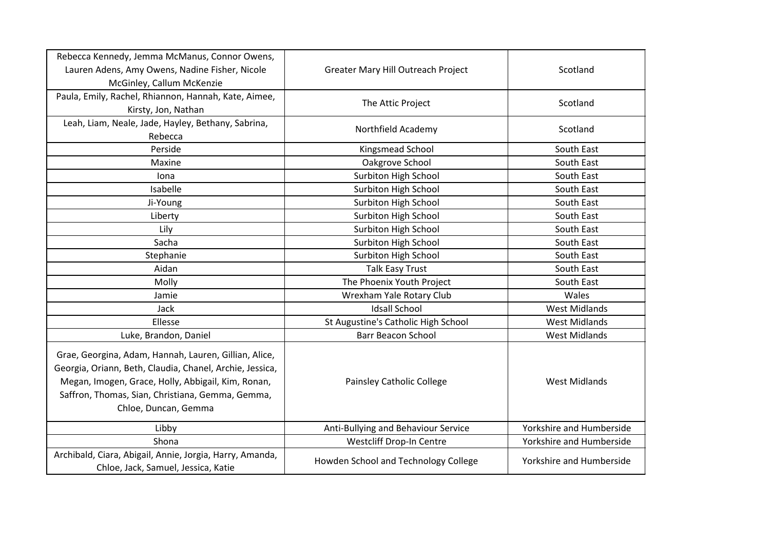| | | |
|---|---|---|
| Rebecca Kennedy, Jemma McManus, Connor Owens, Lauren Adens, Amy Owens, Nadine Fisher, Nicole McGinley, Callum McKenzie | Greater Mary Hill Outreach Project | Scotland |
| Paula, Emily, Rachel, Rhiannon, Hannah, Kate, Aimee, Kirsty, Jon, Nathan | The Attic Project | Scotland |
| Leah, Liam, Neale, Jade, Hayley, Bethany, Sabrina, Rebecca | Northfield Academy | Scotland |
| Perside | Kingsmead School | South East |
| Maxine | Oakgrove School | South East |
| Iona | Surbiton High School | South East |
| Isabelle | Surbiton High School | South East |
| Ji-Young | Surbiton High School | South East |
| Liberty | Surbiton High School | South East |
| Lily | Surbiton High School | South East |
| Sacha | Surbiton High School | South East |
| Stephanie | Surbiton High School | South East |
| Aidan | Talk Easy Trust | South East |
| Molly | The Phoenix Youth Project | South East |
| Jamie | Wrexham Yale Rotary Club | Wales |
| Jack | Idsall School | West Midlands |
| Ellesse | St Augustine's Catholic High School | West Midlands |
| Luke, Brandon, Daniel | Barr Beacon School | West Midlands |
| Grae, Georgina, Adam, Hannah, Lauren, Gillian, Alice, Georgia, Oriann, Beth, Claudia, Chanel, Archie, Jessica, Megan, Imogen, Grace, Holly, Abbigail, Kim, Ronan, Saffron, Thomas, Sian, Christiana, Gemma, Gemma, Chloe, Duncan, Gemma | Painsley Catholic College | West Midlands |
| Libby | Anti-Bullying and Behaviour Service | Yorkshire and Humberside |
| Shona | Westcliff Drop-In Centre | Yorkshire and Humberside |
| Archibald, Ciara, Abigail, Annie, Jorgia, Harry, Amanda, Chloe, Jack, Samuel, Jessica, Katie | Howden School and Technology College | Yorkshire and Humberside |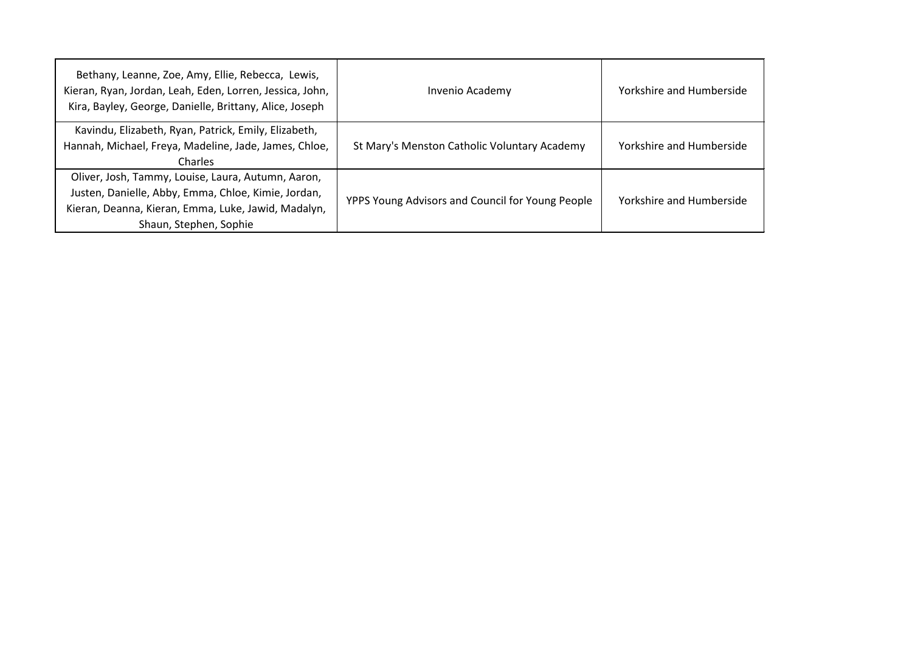| | | |
|---|---|---|
| Bethany, Leanne, Zoe, Amy, Ellie, Rebecca, Lewis, Kieran, Ryan, Jordan, Leah, Eden, Lorren, Jessica, John, Kira, Bayley, George, Danielle, Brittany, Alice, Joseph | Invenio Academy | Yorkshire and Humberside |
| Kavindu, Elizabeth, Ryan, Patrick, Emily, Elizabeth, Hannah, Michael, Freya, Madeline, Jade, James, Chloe, Charles | St Mary's Menston Catholic Voluntary Academy | Yorkshire and Humberside |
| Oliver, Josh, Tammy, Louise, Laura, Autumn, Aaron, Justen, Danielle, Abby, Emma, Chloe, Kimie, Jordan, Kieran, Deanna, Kieran, Emma, Luke, Jawid, Madalyn, Shaun, Stephen, Sophie | YPPS Young Advisors and Council for Young People | Yorkshire and Humberside |